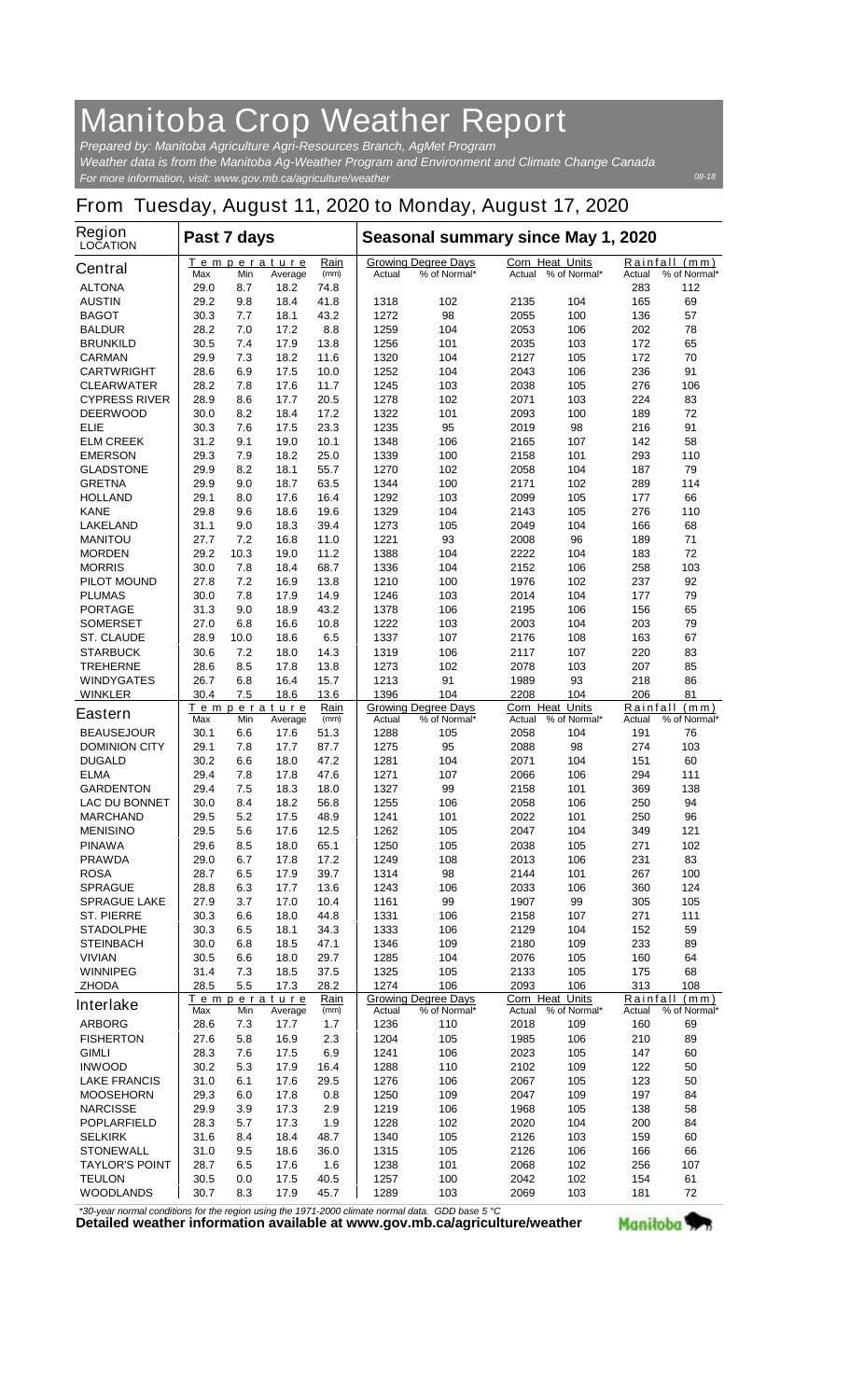# Manitoba Crop Weather Report

*Prepared by: Manitoba Agriculture Agri-Resources Branch, AgMet Program*
*Weather data is from the Manitoba Ag-Weather Program and Environment and Climate Change Canada*
*For more information, visit: www.gov.mb.ca/agriculture/weather*

08-18

## From Tuesday, August 11, 2020 to Monday, August 17, 2020

| Region LOCATION | Past 7 days | | | | Seasonal summary since May 1, 2020 | | | | | |
|---|---|---|---|---|---|---|---|---|---|---|
| | Temperature | | | Rain | Growing Degree Days | | Corn Heat Units | | Rainfall (mm) | |
| **Central** | Max | Min | Average | (mm) | Actual | % of Normal* | Actual | % of Normal* | Actual | % of Normal* |
| ALTONA | 29.0 | 8.7 | 18.2 | 74.8 | | | | | 283 | 112 |
| AUSTIN | 29.2 | 9.8 | 18.4 | 41.8 | 1318 | 102 | 2135 | 104 | 165 | 69 |
| BAGOT | 30.3 | 7.7 | 18.1 | 43.2 | 1272 | 98 | 2055 | 100 | 136 | 57 |
| BALDUR | 28.2 | 7.0 | 17.2 | 8.8 | 1259 | 104 | 2053 | 106 | 202 | 78 |
| BRUNKILD | 30.5 | 7.4 | 17.9 | 13.8 | 1256 | 101 | 2035 | 103 | 172 | 65 |
| CARMAN | 29.9 | 7.3 | 18.2 | 11.6 | 1320 | 104 | 2127 | 105 | 172 | 70 |
| CARTWRIGHT | 28.6 | 6.9 | 17.5 | 10.0 | 1252 | 104 | 2043 | 106 | 236 | 91 |
| CLEARWATER | 28.2 | 7.8 | 17.6 | 11.7 | 1245 | 103 | 2038 | 105 | 276 | 106 |
| CYPRESS RIVER | 28.9 | 8.6 | 17.7 | 20.5 | 1278 | 102 | 2071 | 103 | 224 | 83 |
| DEERWOOD | 30.0 | 8.2 | 18.4 | 17.2 | 1322 | 101 | 2093 | 100 | 189 | 72 |
| ELIE | 30.3 | 7.6 | 17.5 | 23.3 | 1235 | 95 | 2019 | 98 | 216 | 91 |
| ELM CREEK | 31.2 | 9.1 | 19.0 | 10.1 | 1348 | 106 | 2165 | 107 | 142 | 58 |
| EMERSON | 29.3 | 7.9 | 18.2 | 25.0 | 1339 | 100 | 2158 | 101 | 293 | 110 |
| GLADSTONE | 29.9 | 8.2 | 18.1 | 55.7 | 1270 | 102 | 2058 | 104 | 187 | 79 |
| GRETNA | 29.9 | 9.0 | 18.7 | 63.5 | 1344 | 100 | 2171 | 102 | 289 | 114 |
| HOLLAND | 29.1 | 8.0 | 17.6 | 16.4 | 1292 | 103 | 2099 | 105 | 177 | 66 |
| KANE | 29.8 | 9.6 | 18.6 | 19.6 | 1329 | 104 | 2143 | 105 | 276 | 110 |
| LAKELAND | 31.1 | 9.0 | 18.3 | 39.4 | 1273 | 105 | 2049 | 104 | 166 | 68 |
| MANITOU | 27.7 | 7.2 | 16.8 | 11.0 | 1221 | 93 | 2008 | 96 | 189 | 71 |
| MORDEN | 29.2 | 10.3 | 19.0 | 11.2 | 1388 | 104 | 2222 | 104 | 183 | 72 |
| MORRIS | 30.0 | 7.8 | 18.4 | 68.7 | 1336 | 104 | 2152 | 106 | 258 | 103 |
| PILOT MOUND | 27.8 | 7.2 | 16.9 | 13.8 | 1210 | 100 | 1976 | 102 | 237 | 92 |
| PLUMAS | 30.0 | 7.8 | 17.9 | 14.9 | 1246 | 103 | 2014 | 104 | 177 | 79 |
| PORTAGE | 31.3 | 9.0 | 18.9 | 43.2 | 1378 | 106 | 2195 | 106 | 156 | 65 |
| SOMERSET | 27.0 | 6.8 | 16.6 | 10.8 | 1222 | 103 | 2003 | 104 | 203 | 79 |
| ST. CLAUDE | 28.9 | 10.0 | 18.6 | 6.5 | 1337 | 107 | 2176 | 108 | 163 | 67 |
| STARBUCK | 30.6 | 7.2 | 18.0 | 14.3 | 1319 | 106 | 2117 | 107 | 220 | 83 |
| TREHERNE | 28.6 | 8.5 | 17.8 | 13.8 | 1273 | 102 | 2078 | 103 | 207 | 85 |
| WINDYGATES | 26.7 | 6.8 | 16.4 | 15.7 | 1213 | 91 | 1989 | 93 | 218 | 86 |
| WINKLER | 30.4 | 7.5 | 18.6 | 13.6 | 1396 | 104 | 2208 | 104 | 206 | 81 |
| **Eastern** | Max | Min | Average | (mm) | Actual | % of Normal* | Actual | % of Normal* | Actual | % of Normal* |
| BEAUSEJOUR | 30.1 | 6.6 | 17.6 | 51.3 | 1288 | 105 | 2058 | 104 | 191 | 76 |
| DOMINION CITY | 29.1 | 7.8 | 17.7 | 87.7 | 1275 | 95 | 2088 | 98 | 274 | 103 |
| DUGALD | 30.2 | 6.6 | 18.0 | 47.2 | 1281 | 104 | 2071 | 104 | 151 | 60 |
| ELMA | 29.4 | 7.8 | 17.8 | 47.6 | 1271 | 107 | 2066 | 106 | 294 | 111 |
| GARDENTON | 29.4 | 7.5 | 18.3 | 18.0 | 1327 | 99 | 2158 | 101 | 369 | 138 |
| LAC DU BONNET | 30.0 | 8.4 | 18.2 | 56.8 | 1255 | 106 | 2058 | 106 | 250 | 94 |
| MARCHAND | 29.5 | 5.2 | 17.5 | 48.9 | 1241 | 101 | 2022 | 101 | 250 | 96 |
| MENISINO | 29.5 | 5.6 | 17.6 | 12.5 | 1262 | 105 | 2047 | 104 | 349 | 121 |
| PINAWA | 29.6 | 8.5 | 18.0 | 65.1 | 1250 | 105 | 2038 | 105 | 271 | 102 |
| PRAWDA | 29.0 | 6.7 | 17.8 | 17.2 | 1249 | 108 | 2013 | 106 | 231 | 83 |
| ROSA | 28.7 | 6.5 | 17.9 | 39.7 | 1314 | 98 | 2144 | 101 | 267 | 100 |
| SPRAGUE | 28.8 | 6.3 | 17.7 | 13.6 | 1243 | 106 | 2033 | 106 | 360 | 124 |
| SPRAGUE LAKE | 27.9 | 3.7 | 17.0 | 10.4 | 1161 | 99 | 1907 | 99 | 305 | 105 |
| ST. PIERRE | 30.3 | 6.6 | 18.0 | 44.8 | 1331 | 106 | 2158 | 107 | 271 | 111 |
| STADOLPHE | 30.3 | 6.5 | 18.1 | 34.3 | 1333 | 106 | 2129 | 104 | 152 | 59 |
| STEINBACH | 30.0 | 6.8 | 18.5 | 47.1 | 1346 | 109 | 2180 | 109 | 233 | 89 |
| VIVIAN | 30.5 | 6.6 | 18.0 | 29.7 | 1285 | 104 | 2076 | 105 | 160 | 64 |
| WINNIPEG | 31.4 | 7.3 | 18.5 | 37.5 | 1325 | 105 | 2133 | 105 | 175 | 68 |
| ZHODA | 28.5 | 5.5 | 17.3 | 28.2 | 1274 | 106 | 2093 | 106 | 313 | 108 |
| **Interlake** | Max | Min | Average | (mm) | Actual | % of Normal* | Actual | % of Normal* | Actual | % of Normal* |
| ARBORG | 28.6 | 7.3 | 17.7 | 1.7 | 1236 | 110 | 2018 | 109 | 160 | 69 |
| FISHERTON | 27.6 | 5.8 | 16.9 | 2.3 | 1204 | 105 | 1985 | 106 | 210 | 89 |
| GIMLI | 28.3 | 7.6 | 17.5 | 6.9 | 1241 | 106 | 2023 | 105 | 147 | 60 |
| INWOOD | 30.2 | 5.3 | 17.9 | 16.4 | 1288 | 110 | 2102 | 109 | 122 | 50 |
| LAKE FRANCIS | 31.0 | 6.1 | 17.6 | 29.5 | 1276 | 106 | 2067 | 105 | 123 | 50 |
| MOOSEHORN | 29.3 | 6.0 | 17.8 | 0.8 | 1250 | 109 | 2047 | 109 | 197 | 84 |
| NARCISSE | 29.9 | 3.9 | 17.3 | 2.9 | 1219 | 106 | 1968 | 105 | 138 | 58 |
| POPLARFIELD | 28.3 | 5.7 | 17.3 | 1.9 | 1228 | 102 | 2020 | 104 | 200 | 84 |
| SELKIRK | 31.6 | 8.4 | 18.4 | 48.7 | 1340 | 105 | 2126 | 103 | 159 | 60 |
| STONEWALL | 31.0 | 9.5 | 18.6 | 36.0 | 1315 | 105 | 2126 | 106 | 166 | 66 |
| TAYLOR'S POINT | 28.7 | 6.5 | 17.6 | 1.6 | 1238 | 101 | 2068 | 102 | 256 | 107 |
| TEULON | 30.5 | 0.0 | 17.5 | 40.5 | 1257 | 100 | 2042 | 102 | 154 | 61 |
| WOODLANDS | 30.7 | 8.3 | 17.9 | 45.7 | 1289 | 103 | 2069 | 103 | 181 | 72 |

*30-year normal conditions for the region using the 1971-2000 climate normal data. GDD base 5 °C

**Detailed weather information available at www.gov.mb.ca/agriculture/weather**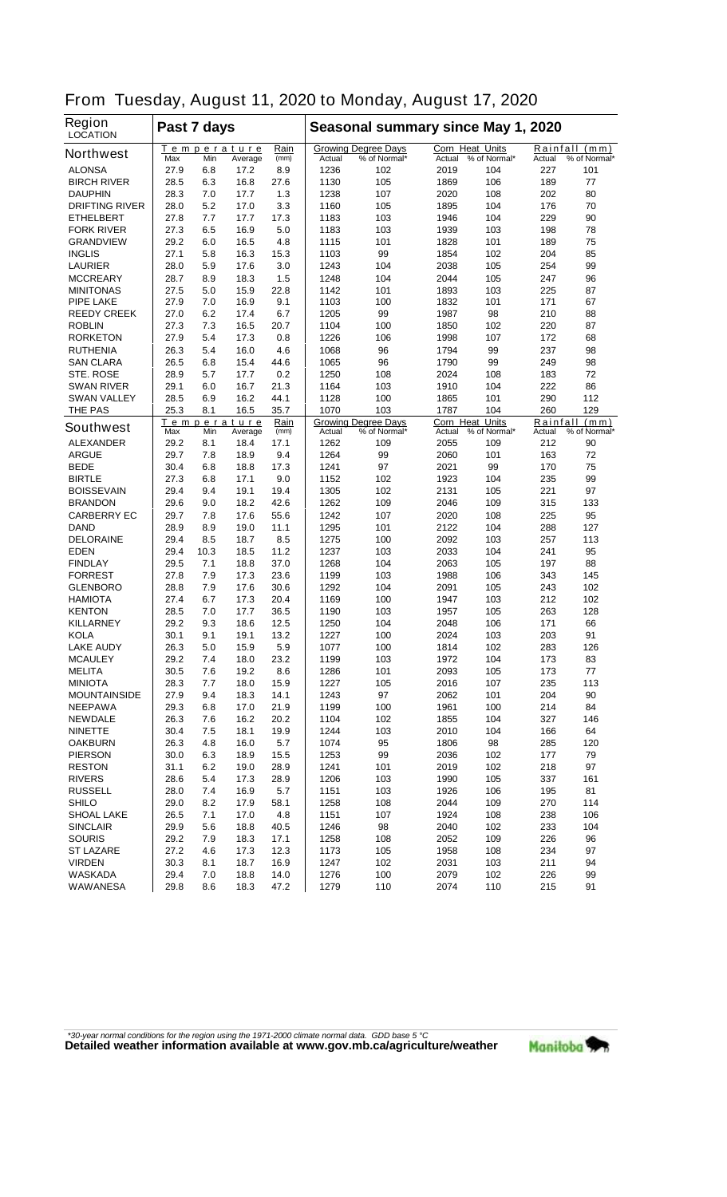# From Tuesday, August 11, 2020 to Monday, August 17, 2020

| Region LOCATION | Past 7 days | | | | Seasonal summary since May 1, 2020 | | | | | |
|---|---|---|---|---|---|---|---|---|---|---|
| **Northwest** | Temperature | | | Rain | Growing Degree Days | | Corn Heat Units | | Rainfall (mm) | |
| | Max | Min | Average | (mm) | Actual | % of Normal* | Actual | % of Normal* | Actual | % of Normal* |
| ALONSA | 27.9 | 6.8 | 17.2 | 8.9 | 1236 | 102 | 2019 | 104 | 227 | 101 |
| BIRCH RIVER | 28.5 | 6.3 | 16.8 | 27.6 | 1130 | 105 | 1869 | 106 | 189 | 77 |
| DAUPHIN | 28.3 | 7.0 | 17.7 | 1.3 | 1238 | 107 | 2020 | 108 | 202 | 80 |
| DRIFTING RIVER | 28.0 | 5.2 | 17.0 | 3.3 | 1160 | 105 | 1895 | 104 | 176 | 70 |
| ETHELBERT | 27.8 | 7.7 | 17.7 | 17.3 | 1183 | 103 | 1946 | 104 | 229 | 90 |
| FORK RIVER | 27.3 | 6.5 | 16.9 | 5.0 | 1183 | 103 | 1939 | 103 | 198 | 78 |
| GRANDVIEW | 29.2 | 6.0 | 16.5 | 4.8 | 1115 | 101 | 1828 | 101 | 189 | 75 |
| INGLIS | 27.1 | 5.8 | 16.3 | 15.3 | 1103 | 99 | 1854 | 102 | 204 | 85 |
| LAURIER | 28.0 | 5.9 | 17.6 | 3.0 | 1243 | 104 | 2038 | 105 | 254 | 99 |
| MCCREARY | 28.7 | 8.9 | 18.3 | 1.5 | 1248 | 104 | 2044 | 105 | 247 | 96 |
| MINITONAS | 27.5 | 5.0 | 15.9 | 22.8 | 1142 | 101 | 1893 | 103 | 225 | 87 |
| PIPE LAKE | 27.9 | 7.0 | 16.9 | 9.1 | 1103 | 100 | 1832 | 101 | 171 | 67 |
| REEDY CREEK | 27.0 | 6.2 | 17.4 | 6.7 | 1205 | 99 | 1987 | 98 | 210 | 88 |
| ROBLIN | 27.3 | 7.3 | 16.5 | 20.7 | 1104 | 100 | 1850 | 102 | 220 | 87 |
| RORKETON | 27.9 | 5.4 | 17.3 | 0.8 | 1226 | 106 | 1998 | 107 | 172 | 68 |
| RUTHENIA | 26.3 | 5.4 | 16.0 | 4.6 | 1068 | 96 | 1794 | 99 | 237 | 98 |
| SAN CLARA | 26.5 | 6.8 | 15.4 | 44.6 | 1065 | 96 | 1790 | 99 | 249 | 98 |
| STE. ROSE | 28.9 | 5.7 | 17.7 | 0.2 | 1250 | 108 | 2024 | 108 | 183 | 72 |
| SWAN RIVER | 29.1 | 6.0 | 16.7 | 21.3 | 1164 | 103 | 1910 | 104 | 222 | 86 |
| SWAN VALLEY | 28.5 | 6.9 | 16.2 | 44.1 | 1128 | 100 | 1865 | 101 | 290 | 112 |
| THE PAS | 25.3 | 8.1 | 16.5 | 35.7 | 1070 | 103 | 1787 | 104 | 260 | 129 |
| **Southwest** | Temperature | | | Rain | Growing Degree Days | | Corn Heat Units | | Rainfall (mm) | |
| | Max | Min | Average | (mm) | Actual | % of Normal* | Actual | % of Normal* | Actual | % of Normal* |
| ALEXANDER | 29.2 | 8.1 | 18.4 | 17.1 | 1262 | 109 | 2055 | 109 | 212 | 90 |
| ARGUE | 29.7 | 7.8 | 18.9 | 9.4 | 1264 | 99 | 2060 | 101 | 163 | 72 |
| BEDE | 30.4 | 6.8 | 18.8 | 17.3 | 1241 | 97 | 2021 | 99 | 170 | 75 |
| BIRTLE | 27.3 | 6.8 | 17.1 | 9.0 | 1152 | 102 | 1923 | 104 | 235 | 99 |
| BOISSEVAIN | 29.4 | 9.4 | 19.1 | 19.4 | 1305 | 102 | 2131 | 105 | 221 | 97 |
| BRANDON | 29.6 | 9.0 | 18.2 | 42.6 | 1262 | 109 | 2046 | 109 | 315 | 133 |
| CARBERRY EC | 29.7 | 7.8 | 17.6 | 55.6 | 1242 | 107 | 2020 | 108 | 225 | 95 |
| DAND | 28.9 | 8.9 | 19.0 | 11.1 | 1295 | 101 | 2122 | 104 | 288 | 127 |
| DELORAINE | 29.4 | 8.5 | 18.7 | 8.5 | 1275 | 100 | 2092 | 103 | 257 | 113 |
| EDEN | 29.4 | 10.3 | 18.5 | 11.2 | 1237 | 103 | 2033 | 104 | 241 | 95 |
| FINDLAY | 29.5 | 7.1 | 18.8 | 37.0 | 1268 | 104 | 2063 | 105 | 197 | 88 |
| FORREST | 27.8 | 7.9 | 17.3 | 23.6 | 1199 | 103 | 1988 | 106 | 343 | 145 |
| GLENBORO | 28.8 | 7.9 | 17.6 | 30.6 | 1292 | 104 | 2091 | 105 | 243 | 102 |
| HAMIOTA | 27.4 | 6.7 | 17.3 | 20.4 | 1169 | 100 | 1947 | 103 | 212 | 102 |
| KENTON | 28.5 | 7.0 | 17.7 | 36.5 | 1190 | 103 | 1957 | 105 | 263 | 128 |
| KILLARNEY | 29.2 | 9.3 | 18.6 | 12.5 | 1250 | 104 | 2048 | 106 | 171 | 66 |
| KOLA | 30.1 | 9.1 | 19.1 | 13.2 | 1227 | 100 | 2024 | 103 | 203 | 91 |
| LAKE AUDY | 26.3 | 5.0 | 15.9 | 5.9 | 1077 | 100 | 1814 | 102 | 283 | 126 |
| MCAULEY | 29.2 | 7.4 | 18.0 | 23.2 | 1199 | 103 | 1972 | 104 | 173 | 83 |
| MELITA | 30.5 | 7.6 | 19.2 | 8.6 | 1286 | 101 | 2093 | 105 | 173 | 77 |
| MINIOTA | 28.3 | 7.7 | 18.0 | 15.9 | 1227 | 105 | 2016 | 107 | 235 | 113 |
| MOUNTAINSIDE | 27.9 | 9.4 | 18.3 | 14.1 | 1243 | 97 | 2062 | 101 | 204 | 90 |
| NEEPAWA | 29.3 | 6.8 | 17.0 | 21.9 | 1199 | 100 | 1961 | 100 | 214 | 84 |
| NEWDALE | 26.3 | 7.6 | 16.2 | 20.2 | 1104 | 102 | 1855 | 104 | 327 | 146 |
| NINETTE | 30.4 | 7.5 | 18.1 | 19.9 | 1244 | 103 | 2010 | 104 | 166 | 64 |
| OAKBURN | 26.3 | 4.8 | 16.0 | 5.7 | 1074 | 95 | 1806 | 98 | 285 | 120 |
| PIERSON | 30.0 | 6.3 | 18.9 | 15.5 | 1253 | 99 | 2036 | 102 | 177 | 79 |
| RESTON | 31.1 | 6.2 | 19.0 | 28.9 | 1241 | 101 | 2019 | 102 | 218 | 97 |
| RIVERS | 28.6 | 5.4 | 17.3 | 28.9 | 1206 | 103 | 1990 | 105 | 337 | 161 |
| RUSSELL | 28.0 | 7.4 | 16.9 | 5.7 | 1151 | 103 | 1926 | 106 | 195 | 81 |
| SHILO | 29.0 | 8.2 | 17.9 | 58.1 | 1258 | 108 | 2044 | 109 | 270 | 114 |
| SHOAL LAKE | 26.5 | 7.1 | 17.0 | 4.8 | 1151 | 107 | 1924 | 108 | 238 | 106 |
| SINCLAIR | 29.9 | 5.6 | 18.8 | 40.5 | 1246 | 98 | 2040 | 102 | 233 | 104 |
| SOURIS | 29.2 | 7.9 | 18.3 | 17.1 | 1258 | 108 | 2052 | 109 | 226 | 96 |
| ST LAZARE | 27.2 | 4.6 | 17.3 | 12.3 | 1173 | 105 | 1958 | 108 | 234 | 97 |
| VIRDEN | 30.3 | 8.1 | 18.7 | 16.9 | 1247 | 102 | 2031 | 103 | 211 | 94 |
| WASKADA | 29.4 | 7.0 | 18.8 | 14.0 | 1276 | 100 | 2079 | 102 | 226 | 99 |
| WAWANESA | 29.8 | 8.6 | 18.3 | 47.2 | 1279 | 110 | 2074 | 110 | 215 | 91 |

*30-year normal conditions for the region using the 1971-2000 climate normal data. GDD base 5 °C

**Detailed weather information available at www.gov.mb.ca/agriculture/weather**

Manitoba